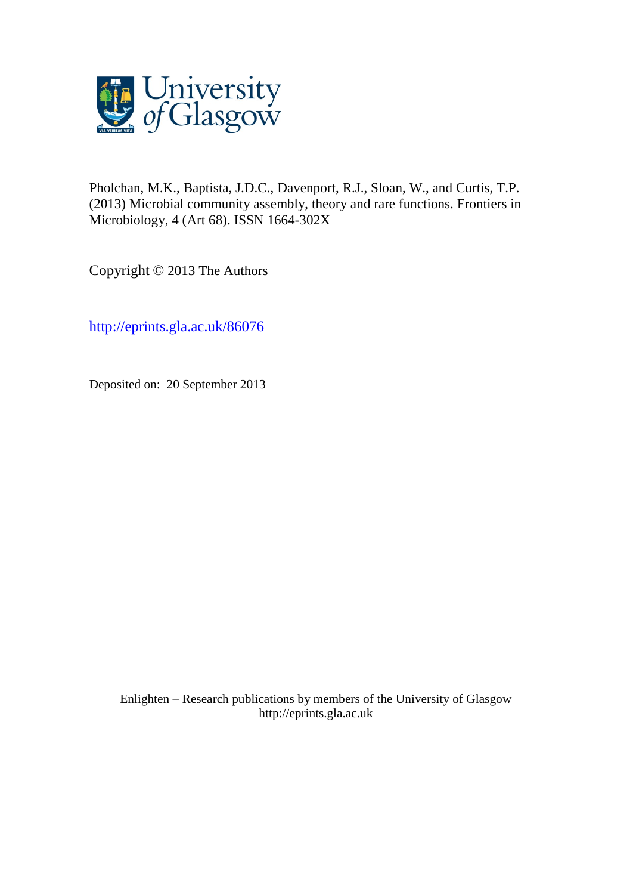Pholchan, M.K., Baptista, J.D.C., Davenport, R.J., Sloan, W., and Curtis, T.P. (2013) Microbial community assembly, theory and rare functions. Frontiers in Microbiology, 4 (Art 68). ISSN 1664-302X

Copyright © 2013 The Authors

http://eprints.gla.ac.uk/86076

Deposited on: 20 September 2013

Enlighten – Research publications by members of the University of Glasgow
http://eprints.gla.ac.uk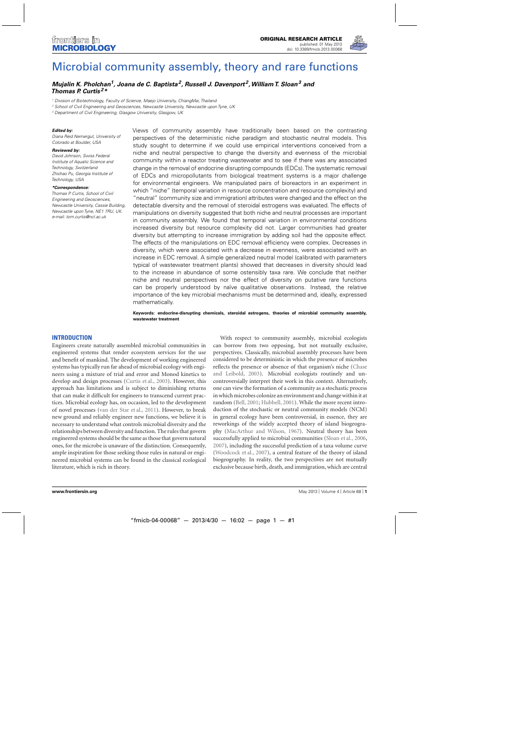# Microbial community assembly, theory and rare functions

***Mujalin K. Pholchan*[1]*, Joana de C. Baptista*[2]*, Russell J. Davenport*[2]*, William T. Sloan*[3] *and Thomas P. Curtis*[2]**\***

[1] *Division of Biotechnology, Faculty of Science, Maejo University, ChiangMai, Thailand*

[2] *School of Civil Engineering and Geosciences, Newcastle University, Newcastle upon Tyne, UK*

[3] *Department of Civil Engineering, Glasgow University, Glasgow, UK*

***Edited by:***
*Diana Reid Nemergut, University of Colorado at Boulder, USA*

***Reviewed by:***
*David Johnson, Swiss Federal Institute of Aquatic Science and Technology, Switzerland*
*Zhichao Pu, Georgia Institute of Technology, USA*

***\*Correspondence:***
*Thomas P. Curtis, School of Civil Engineering and Geosciences, Newcastle University, Cassie Building, Newcastle upon Tyne, NE1 7RU, UK.*
*e-mail: tom.curtis@ncl.ac.uk*

Views of community assembly have traditionally been based on the contrasting perspectives of the deterministic niche paradigm and stochastic neutral models. This study sought to determine if we could use empirical interventions conceived from a niche and neutral perspective to change the diversity and evenness of the microbial community within a reactor treating wastewater and to see if there was any associated change in the removal of endocrine disrupting compounds (EDCs). The systematic removal of EDCs and micropollutants from biological treatment systems is a major challenge for environmental engineers. We manipulated pairs of bioreactors in an experiment in which "niche" (temporal variation in resource concentration and resource complexity) and "neutral" (community size and immigration) attributes were changed and the effect on the detectable diversity and the removal of steroidal estrogens was evaluated. The effects of manipulations on diversity suggested that both niche and neutral processes are important in community assembly. We found that temporal variation in environmental conditions increased diversity but resource complexity did not. Larger communities had greater diversity but attempting to increase immigration by adding soil had the opposite effect. The effects of the manipulations on EDC removal efficiency were complex. Decreases in diversity, which were associated with a decrease in evenness, were associated with an increase in EDC removal. A simple generalized neutral model (calibrated with parameters typical of wastewater treatment plants) showed that decreases in diversity should lead to the increase in abundance of some ostensibly taxa rare. We conclude that neither niche and neutral perspectives nor the effect of diversity on putative rare functions can be properly understood by naïve qualitative observations. Instead, the relative importance of the key microbial mechanisms must be determined and, ideally, expressed mathematically.

**Keywords: endocrine-disrupting chemicals, steroidal estrogens, theories of microbial community assembly, wastewater treatment**

## INTRODUCTION

Engineers create naturally assembled microbial communities in engineered systems that render ecosystem services for the use and benefit of mankind. The development of working engineered systems has typically run far ahead of microbial ecology with engineers using a mixture of trial and error and Monod kinetics to develop and design processes (Curtis et al., 2003). However, this approach has limitations and is subject to diminishing returns that can make it difficult for engineers to transcend current practices. Microbial ecology has, on occasion, led to the development of novel processes (van der Star et al., 2011). However, to break new ground and reliably engineer new functions, we believe it is necessary to understand what controls microbial diversity and the relationships between diversity and function. The rules that govern engineered systems should be the same as those that govern natural ones, for the microbe is unaware of the distinction. Consequently, ample inspiration for those seeking those rules in natural or engineered microbial systems can be found in the classical ecological literature, which is rich in theory.

With respect to community assembly, microbial ecologists can borrow from two opposing, but not mutually exclusive, perspectives. Classically, microbial assembly processes have been considered to be deterministic in which the presence of microbes reflects the presence or absence of that organism's niche (Chase and Leibold, 2003). Microbial ecologists routinely and uncontroversially interpret their work in this context. Alternatively, one can view the formation of a community as a stochastic process in which microbes colonize an environment and change within it at random (Bell, 2001; Hubbell, 2001). While the more recent introduction of the stochastic or neutral community models (NCM) in general ecology have been controversial, in essence, they are reworkings of the widely accepted theory of island biogeography (MacArthur and Wilson, 1967). Neutral theory has been successfully applied to microbial communities (Sloan et al., 2006, 2007), including the successful prediction of a taxa volume curve (Woodcock et al., 2007), a central feature of the theory of island biogeography. In reality, the two perspectives are not mutually exclusive because birth, death, and immigration, which are central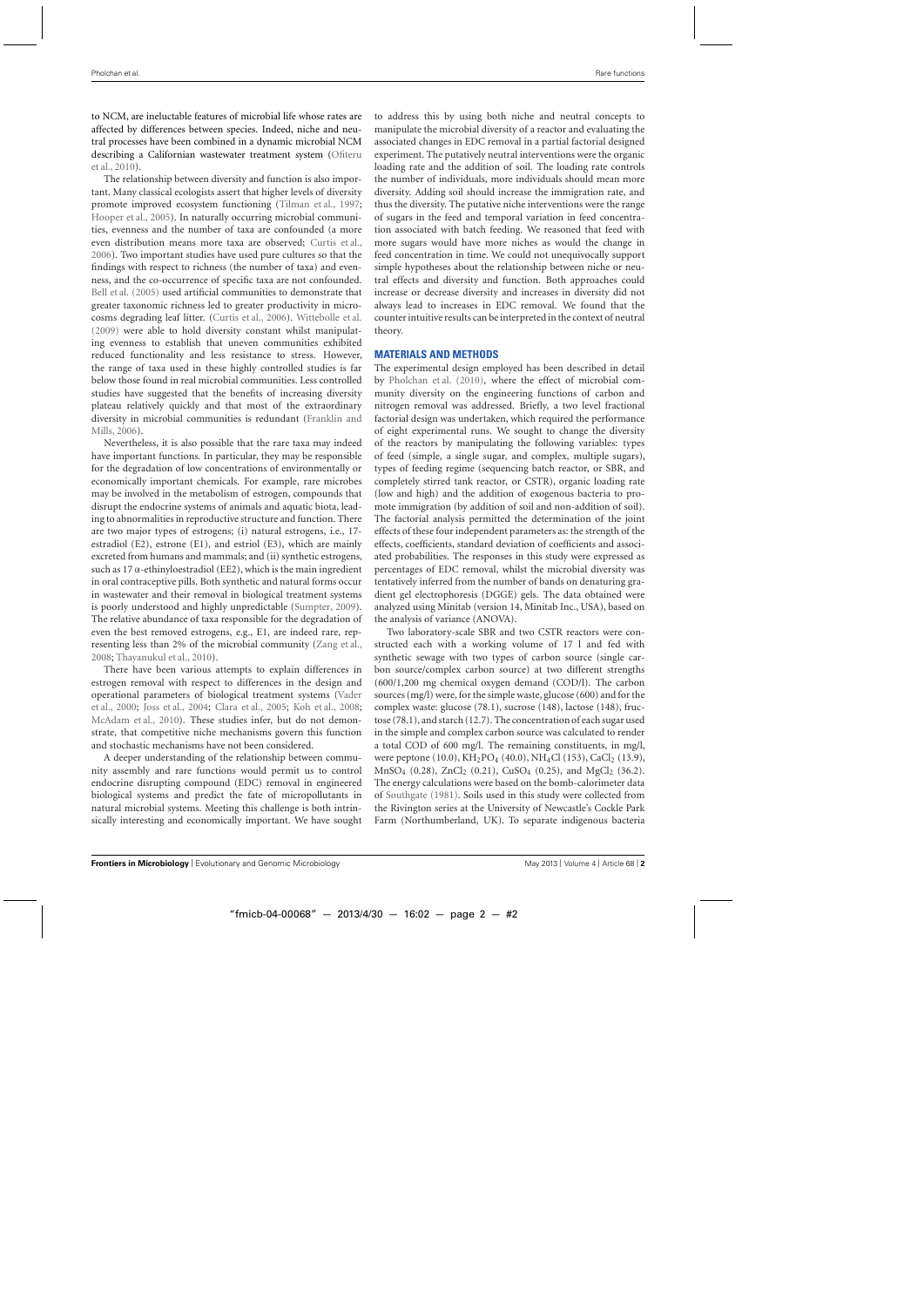to NCM, are ineluctable features of microbial life whose rates are affected by differences between species. Indeed, niche and neutral processes have been combined in a dynamic microbial NCM describing a Californian wastewater treatment system (Ofiţeru et al., 2010).

The relationship between diversity and function is also important. Many classical ecologists assert that higher levels of diversity promote improved ecosystem functioning (Tilman et al., 1997; Hooper et al., 2005). In naturally occurring microbial communities, evenness and the number of taxa are confounded (a more even distribution means more taxa are observed; Curtis et al., 2006). Two important studies have used pure cultures so that the findings with respect to richness (the number of taxa) and evenness, and the co-occurrence of specific taxa are not confounded. Bell et al. (2005) used artificial communities to demonstrate that greater taxonomic richness led to greater productivity in microcosms degrading leaf litter. (Curtis et al., 2006). Wittebolle et al. (2009) were able to hold diversity constant whilst manipulating evenness to establish that uneven communities exhibited reduced functionality and less resistance to stress. However, the range of taxa used in these highly controlled studies is far below those found in real microbial communities. Less controlled studies have suggested that the benefits of increasing diversity plateau relatively quickly and that most of the extraordinary diversity in microbial communities is redundant (Franklin and Mills, 2006).

Nevertheless, it is also possible that the rare taxa may indeed have important functions. In particular, they may be responsible for the degradation of low concentrations of environmentally or economically important chemicals. For example, rare microbes may be involved in the metabolism of estrogen, compounds that disrupt the endocrine systems of animals and aquatic biota, leading to abnormalities in reproductive structure and function. There are two major types of estrogens; (i) natural estrogens, i.e., 17-estradiol (E2), estrone (E1), and estriol (E3), which are mainly excreted from humans and mammals; and (ii) synthetic estrogens, such as 17 $\alpha$-ethinyloestradiol (EE2), which is the main ingredient in oral contraceptive pills. Both synthetic and natural forms occur in wastewater and their removal in biological treatment systems is poorly understood and highly unpredictable (Sumpter, 2009). The relative abundance of taxa responsible for the degradation of even the best removed estrogens, e.g., E1, are indeed rare, representing less than 2% of the microbial community (Zang et al., 2008; Thayanukul et al., 2010).

There have been various attempts to explain differences in estrogen removal with respect to differences in the design and operational parameters of biological treatment systems (Vader et al., 2000; Joss et al., 2004; Clara et al., 2005; Koh et al., 2008; McAdam et al., 2010). These studies infer, but do not demonstrate, that competitive niche mechanisms govern this function and stochastic mechanisms have not been considered.

A deeper understanding of the relationship between community assembly and rare functions would permit us to control endocrine disrupting compound (EDC) removal in engineered biological systems and predict the fate of micropollutants in natural microbial systems. Meeting this challenge is both intrinsically interesting and economically important. We have sought to address this by using both niche and neutral concepts to manipulate the microbial diversity of a reactor and evaluating the associated changes in EDC removal in a partial factorial designed experiment. The putatively neutral interventions were the organic loading rate and the addition of soil. The loading rate controls the number of individuals, more individuals should mean more diversity. Adding soil should increase the immigration rate, and thus the diversity. The putative niche interventions were the range of sugars in the feed and temporal variation in feed concentration associated with batch feeding. We reasoned that feed with more sugars would have more niches as would the change in feed concentration in time. We could not unequivocally support simple hypotheses about the relationship between niche or neutral effects and diversity and function. Both approaches could increase or decrease diversity and increases in diversity did not always lead to increases in EDC removal. We found that the counter intuitive results can be interpreted in the context of neutral theory.

## MATERIALS AND METHODS

The experimental design employed has been described in detail by Pholchan et al. (2010), where the effect of microbial community diversity on the engineering functions of carbon and nitrogen removal was addressed. Briefly, a two level fractional factorial design was undertaken, which required the performance of eight experimental runs. We sought to change the diversity of the reactors by manipulating the following variables: types of feed (simple, a single sugar, and complex, multiple sugars), types of feeding regime (sequencing batch reactor, or SBR, and completely stirred tank reactor, or CSTR), organic loading rate (low and high) and the addition of exogenous bacteria to promote immigration (by addition of soil and non-addition of soil). The factorial analysis permitted the determination of the joint effects of these four independent parameters as: the strength of the effects, coefficients, standard deviation of coefficients and associated probabilities. The responses in this study were expressed as percentages of EDC removal, whilst the microbial diversity was tentatively inferred from the number of bands on denaturing gradient gel electrophoresis (DGGE) gels. The data obtained were analyzed using Minitab (version 14, Minitab Inc., USA), based on the analysis of variance (ANOVA).

Two laboratory-scale SBR and two CSTR reactors were constructed each with a working volume of 17 l and fed with synthetic sewage with two types of carbon source (single carbon source/complex carbon source) at two different strengths (600/1,200 mg chemical oxygen demand (COD/l). The carbon sources (mg/l) were, for the simple waste, glucose (600) and for the complex waste: glucose (78.1), sucrose (148), lactose (148), fructose (78.1), and starch (12.7). The concentration of each sugar used in the simple and complex carbon source was calculated to render a total COD of 600 mg/l. The remaining constituents, in mg/l, were peptone (10.0), $KH_2PO_4$ (40.0), $NH_4Cl$ (153), $CaCl_2$ (13.9), $MnSO_4$ (0.28), $ZnCl_2$ (0.21), $CuSO_4$ (0.25), and $MgCl_2$ (36.2). The energy calculations were based on the bomb-calorimeter data of Southgate (1981). Soils used in this study were collected from the Rivington series at the University of Newcastle's Cockle Park Farm (Northumberland, UK). To separate indigenous bacteria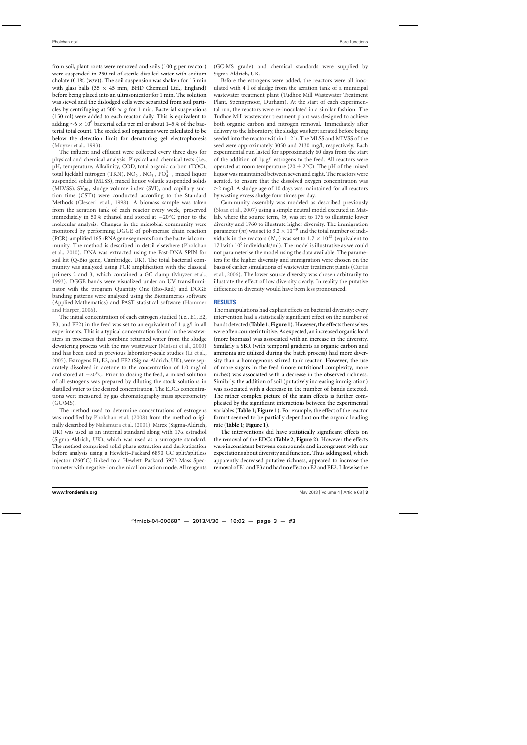from soil, plant roots were removed and soils (100 g per reactor) were suspended in 250 ml of sterile distilled water with sodium cholate (0.1% (w/v)). The soil suspension was shaken for 15 min with glass balls ($35 \times 45$ mm, BHD Chemical Ltd., England) before being placed into an ultrasonicator for 1 min. The solution was sieved and the dislodged cells were separated from soil particles by centrifuging at $500 \times g$ for 1 min. Bacterial suspensions (150 ml) were added to each reactor daily. This is equivalent to adding $\sim 6 \times 10^6$ bacterial cells per ml or about 1–5% of the bacterial total count. The seeded soil organisms were calculated to be below the detection limit for denaturing gel electrophoresis (Muyzer et al., 1993).

The influent and effluent were collected every three days for physical and chemical analysis. Physical and chemical tests (i.e., pH, temperature, Alkalinity, COD, total organic carbon (TOC), total kjeldahl nitrogen (TKN), $NO_2^-$, $NO_3^-$, $PO_4^{3-}$, mixed liquor suspended solids (MLSS), mixed liquor volatile suspended solids (MLVSS), $SV_{30}$, sludge volume index (SVI), and capillary suction time (CST)) were conducted according to the Standard Methods (Clesceri et al., 1998). A biomass sample was taken from the aeration tank of each reactor every week, preserved immediately in 50% ethanol and stored at $-20°C$ prior to the molecular analysis. Changes in the microbial community were monitored by performing DGGE of polymerase chain reaction (PCR)-amplified 16S rRNA gene segments from the bacterial community. The method is described in detail elsewhere (Pholchan et al., 2010). DNA was extracted using the Fast-DNA SPIN for soil kit (Q-Bio gene, Cambridge, UK). The total bacterial community was analyzed using PCR amplification with the classical primers 2 and 3, which contained a GC clamp (Muyzer et al., 1993). DGGE bands were visualized under an UV transillu­minator with the program Quantity One (Bio-Rad) and DGGE banding patterns were analyzed using the Bionumerics software (Applied Mathematics) and PAST statistical software (Hammer and Harper, 2006).

The initial concentration of each estrogen studied (i.e., E1, E2, E3, and EE2) in the feed was set to an equivalent of 1 μg/l in all experiments. This is a typical concentration found in the wastewaters in processes that combine returned water from the sludge dewatering process with the raw wastewater (Matsui et al., 2000) and has been used in previous laboratory-scale studies (Li et al., 2005). Estrogens E1, E2, and EE2 (Sigma-Aldrich, UK), were separately dissolved in acetone to the concentration of 1.0 mg/ml and stored at $-20°C$. Prior to dosing the feed, a mixed solution of all estrogens was prepared by diluting the stock solutions in distilled water to the desired concentration. The EDCs concentrations were measured by gas chromatography mass spectrometry (GC/MS).

The method used to determine concentrations of estrogens was modified by Pholchan et al. (2008) from the method originally described by Nakamura et al. (2001). Mirex (Sigma-Aldrich, UK) was used as an internal standard along with 17α estradiol (Sigma-Aldrich, UK), which was used as a surrogate standard. The method comprised solid phase extraction and derivatization before analysis using a Hewlett–Packard 6890 GC split/splitless injector (260°C) linked to a Hewlett–Packard 5973 Mass Spectrometer with negative-ion chemical ionization mode. All reagents (GC-MS grade) and chemical standards were supplied by Sigma-Aldrich, UK.

Before the estrogens were added, the reactors were all inoculated with 4 l of sludge from the aeration tank of a municipal wastewater treatment plant (Tudhoe Mill Wastewater Treatment Plant, Spennymoor, Durham). At the start of each experimental run, the reactors were re-inoculated in a similar fashion. The Tudhoe Mill wastewater treatment plant was designed to achieve both organic carbon and nitrogen removal. Immediately after delivery to the laboratory, the sludge was kept aerated before being seeded into the reactor within 1–2 h. The MLSS and MLVSS of the seed were approximately 3050 and 2130 mg/l, respectively. Each experimental run lasted for approximately 60 days from the start of the addition of 1μg/l estrogens to the feed. All reactors were operated at room temperature ($20 \pm 2°C$). The pH of the mixed liquor was maintained between seven and eight. The reactors were aerated, to ensure that the dissolved oxygen concentration was $\geq 2$ mg/l. A sludge age of 10 days was maintained for all reactors by wasting excess sludge four times per day.

Community assembly was modeled as described previously (Sloan et al., 2007) using a simple neutral model executed in Matlab, where the source term, $\Theta$, was set to 176 to illustrate lower diversity and 1760 to illustrate higher diversity. The immigration parameter ($m$) was set to $3.2 \times 10^{-9}$ and the total number of individuals in the reactors ($N_T$) was set to $1.7 \times 10^{13}$ (equivalent to 17 l with $10^9$ individuals/ml). The model is illustrative as we could not parameterise the model using the data available. The parameters for the higher diversity and immigration were chosen on the basis of earlier simulations of wastewater treatment plants (Curtis et al., 2006). The lower source diversity was chosen arbitrarily to illustrate the effect of low diversity clearly. In reality the putative difference in diversity would have been less pronounced.

## RESULTS

The manipulations had explicit effects on bacterial diversity: every intervention had a statistically significant effect on the number of bands detected (**Table 1**; **Figure 1**). However, the effects themselves were often counterintuitive. As expected, an increased organic load (more biomass) was associated with an increase in the diversity. Similarly a SBR (with temporal gradients as organic carbon and ammonia are utilized during the batch process) had more diversity than a homogenous stirred tank reactor. However, the use of more sugars in the feed (more nutritional complexity, more niches) was associated with a decrease in the observed richness. Similarly, the addition of soil (putatively increasing immigration) was associated with a decrease in the number of bands detected. The rather complex picture of the main effects is further complicated by the significant interactions between the experimental variables (**Table 1**; **Figure 1**). For example, the effect of the reactor format seemed to be partially dependant on the organic loading rate (**Table 1**; **Figure 1**).

The interventions did have statistically significant effects on the removal of the EDCs (**Table 2**; **Figure 2**). However the effects were inconsistent between compounds and incongruent with our expectations about diversity and function. Thus adding soil, which apparently decreased putative richness, appeared to increase the removal of E1 and E3 and had no effect on E2 and EE2. Likewise the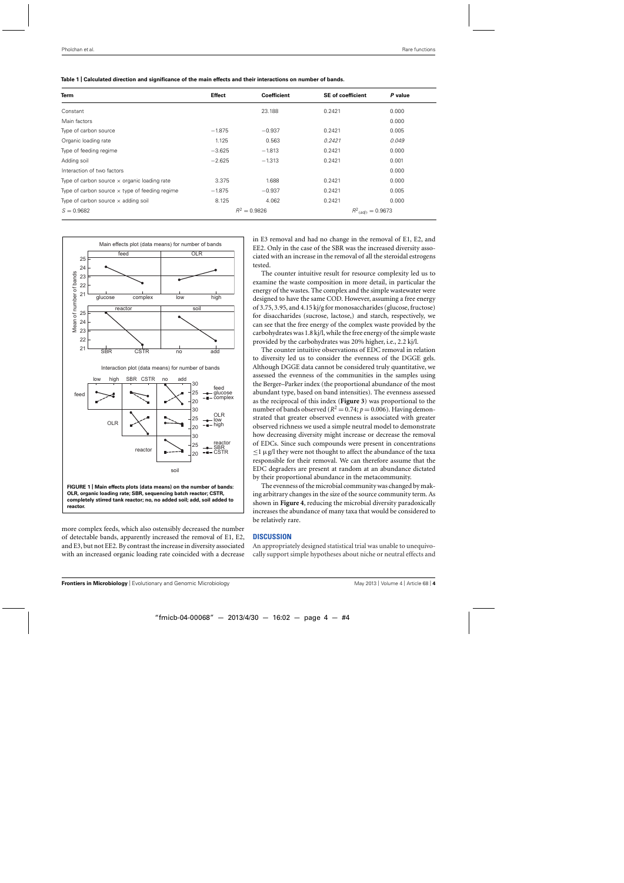**Table 1 | Calculated direction and significance of the main effects and their interactions on number of bands.**

| Term | Effect | Coefficient | SE of coefficient | *P* value |
|---|---|---|---|---|
| Constant | | 23.188 | 0.2421 | 0.000 |
| Main factors | | | | 0.000 |
| Type of carbon source | −1.875 | −0.937 | 0.2421 | 0.005 |
| Organic loading rate | 1.125 | 0.563 | *0.2421* | *0.049* |
| Type of feeding regime | −3.625 | −1.813 | 0.2421 | 0.000 |
| Adding soil | −2.625 | −1.313 | 0.2421 | 0.001 |
| Interaction of two factors | | | | 0.000 |
| Type of carbon source × organic loading rate | 3.375 | 1.688 | 0.2421 | 0.000 |
| Type of carbon source × type of feeding regime | −1.875 | −0.937 | 0.2421 | 0.005 |
| Type of carbon source × adding soil | 8.125 | 4.062 | 0.2421 | 0.000 |
| $S = 0.9682$ | | $R^2 = 0.9826$ | | $R^2_{(adj)} = 0.9673$ |

**FIGURE 1 | Main effects plots (data means) on the number of bands: OLR, organic loading rate; SBR, sequencing batch reactor; CSTR, completely stirred tank reactor; no, no added soil; add, soil added to reactor.**

more complex feeds, which also ostensibly decreased the number of detectable bands, apparently increased the removal of E1, E2, and E3, but not EE2. By contrast the increase in diversity associated with an increased organic loading rate coincided with a decrease in E3 removal and had no change in the removal of E1, E2, and EE2. Only in the case of the SBR was the increased diversity associated with an increase in the removal of all the steroidal estrogens tested.

The counter intuitive result for resource complexity led us to examine the waste composition in more detail, in particular the energy of the wastes. The complex and the simple wastewater were designed to have the same COD. However, assuming a free energy of 3.75, 3.95, and 4.15 kj/g for monosaccharides (glucose, fructose) for disaccharides (sucrose, lactose,) and starch, respectively, we can see that the free energy of the complex waste provided by the carbohydrates was 1.8 kj/l, while the free energy of the simple waste provided by the carbohydrates was 20% higher, i.e., 2.2 kj/l.

The counter intuitive observations of EDC removal in relation to diversity led us to consider the evenness of the DGGE gels. Although DGGE data cannot be considered truly quantitative, we assessed the evenness of the communities in the samples using the Berger–Parker index (the proportional abundance of the most abundant type, based on band intensities). The evenness assessed as the reciprocal of this index (**Figure 3**) was proportional to the number of bands observed ($R^2 = 0.74$; $p = 0.006$). Having demonstrated that greater observed evenness is associated with greater observed richness we used a simple neutral model to demonstrate how decreasing diversity might increase or decrease the removal of EDCs. Since such compounds were present in concentrations $\leq 1$ μg/l they were not thought to affect the abundance of the taxa responsible for their removal. We can therefore assume that the EDC degraders are present at random at an abundance dictated by their proportional abundance in the metacommunity.

The evenness of the microbial community was changed by making arbitrary changes in the size of the source community term. As shown in **Figure 4**, reducing the microbial diversity paradoxically increases the abundance of many taxa that would be considered to be relatively rare.

## DISCUSSION

An appropriately designed statistical trial was unable to unequivocally support simple hypotheses about niche or neutral effects and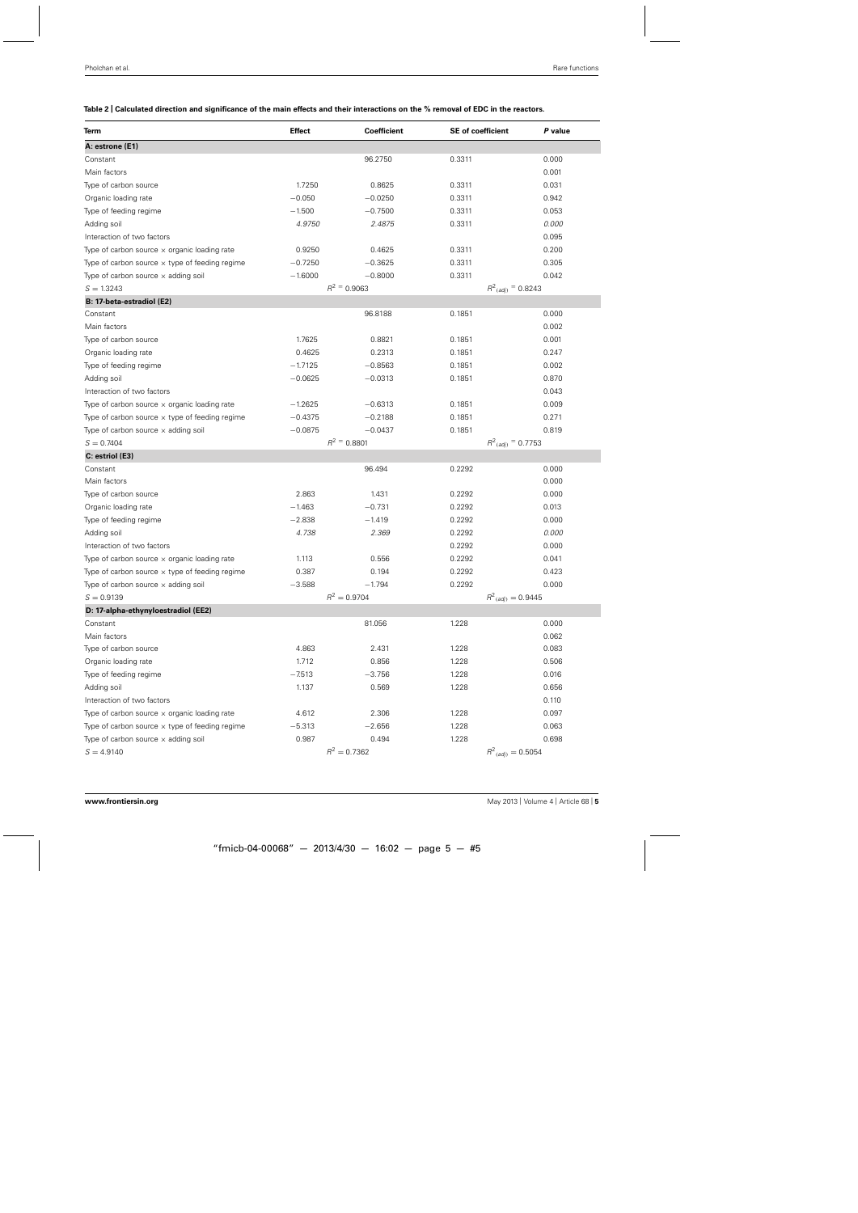**Table 2 | Calculated direction and significance of the main effects and their interactions on the % removal of EDC in the reactors.**

| Term | Effect | Coefficient | SE of coefficient | *P* value |
|---|---|---|---|---|
| **A: estrone (E1)** | | | | |
| Constant | | 96.2750 | 0.3311 | 0.000 |
| Main factors | | | | 0.001 |
| Type of carbon source | 1.7250 | 0.8625 | 0.3311 | 0.031 |
| Organic loading rate | −0.050 | −0.0250 | 0.3311 | 0.942 |
| Type of feeding regime | −1.500 | −0.7500 | 0.3311 | 0.053 |
| Adding soil | *4.9750* | *2.4875* | 0.3311 | *0.000* |
| Interaction of two factors | | | | 0.095 |
| Type of carbon source × organic loading rate | 0.9250 | 0.4625 | 0.3311 | 0.200 |
| Type of carbon source × type of feeding regime | −0.7250 | −0.3625 | 0.3311 | 0.305 |
| Type of carbon source × adding soil | −1.6000 | −0.8000 | 0.3311 | 0.042 |
| $S = 1.3243$ | | $R^2 = 0.9063$ | $R^2_{(adj)} = 0.8243$ | |
| **B: 17-beta-estradiol (E2)** | | | | |
| Constant | | 96.8188 | 0.1851 | 0.000 |
| Main factors | | | | 0.002 |
| Type of carbon source | 1.7625 | 0.8821 | 0.1851 | 0.001 |
| Organic loading rate | 0.4625 | 0.2313 | 0.1851 | 0.247 |
| Type of feeding regime | −1.7125 | −0.8563 | 0.1851 | 0.002 |
| Adding soil | −0.0625 | −0.0313 | 0.1851 | 0.870 |
| Interaction of two factors | | | | 0.043 |
| Type of carbon source × organic loading rate | −1.2625 | −0.6313 | 0.1851 | 0.009 |
| Type of carbon source × type of feeding regime | −0.4375 | −0.2188 | 0.1851 | 0.271 |
| Type of carbon source × adding soil | −0.0875 | −0.0437 | 0.1851 | 0.819 |
| $S = 0.7404$ | | $R^2 = 0.8801$ | $R^2_{(adj)} = 0.7753$ | |
| **C: estriol (E3)** | | | | |
| Constant | | 96.494 | 0.2292 | 0.000 |
| Main factors | | | | 0.000 |
| Type of carbon source | 2.863 | 1.431 | 0.2292 | 0.000 |
| Organic loading rate | −1.463 | −0.731 | 0.2292 | 0.013 |
| Type of feeding regime | −2.838 | −1.419 | 0.2292 | 0.000 |
| Adding soil | *4.738* | *2.369* | 0.2292 | *0.000* |
| Interaction of two factors | | | 0.2292 | 0.000 |
| Type of carbon source × organic loading rate | 1.113 | 0.556 | 0.2292 | 0.041 |
| Type of carbon source × type of feeding regime | 0.387 | 0.194 | 0.2292 | 0.423 |
| Type of carbon source × adding soil | −3.588 | −1.794 | 0.2292 | 0.000 |
| $S = 0.9139$ | | $R^2 = 0.9704$ | $R^2_{(adj)} = 0.9445$ | |
| **D: 17-alpha-ethynyloestradiol (EE2)** | | | | |
| Constant | | 81.056 | 1.228 | 0.000 |
| Main factors | | | | 0.062 |
| Type of carbon source | 4.863 | 2.431 | 1.228 | 0.083 |
| Organic loading rate | 1.712 | 0.856 | 1.228 | 0.506 |
| Type of feeding regime | −7.513 | −3.756 | 1.228 | 0.016 |
| Adding soil | 1.137 | 0.569 | 1.228 | 0.656 |
| Interaction of two factors | | | | 0.110 |
| Type of carbon source × organic loading rate | 4.612 | 2.306 | 1.228 | 0.097 |
| Type of carbon source × type of feeding regime | −5.313 | −2.656 | 1.228 | 0.063 |
| Type of carbon source × adding soil | 0.987 | 0.494 | 1.228 | 0.698 |
| $S = 4.9140$ | | $R^2 = 0.7362$ | $R^2_{(adj)} = 0.5054$ | |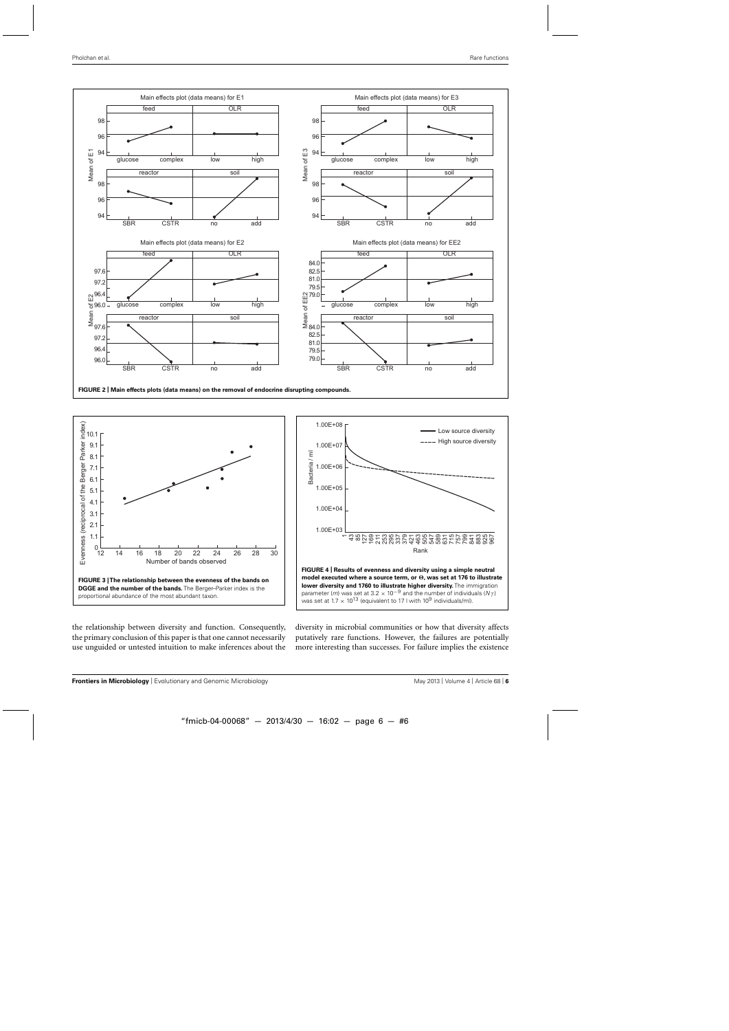**FIGURE 2 | Main effects plots (data means) on the removal of endocrine disrupting compounds.**

**FIGURE 3 | The relationship between the evenness of the bands on DGGE and the number of the bands.** The Berger–Parker index is the proportional abundance of the most abundant taxon.

**FIGURE 4 | Results of evenness and diversity using a simple neutral model executed where a source term, or Θ, was set at 176 to illustrate lower diversity and 1760 to illustrate higher diversity.** The immigration parameter ($m$) was set at $3.2 \times 10^{-9}$ and the number of individuals ($N_T$) was set at $1.7 \times 10^{13}$ (equivalent to 17 l with $10^9$ individuals/ml).

the relationship between diversity and function. Consequently, the primary conclusion of this paper is that one cannot necessarily use unguided or untested intuition to make inferences about the diversity in microbial communities or how that diversity affects putatively rare functions. However, the failures are potentially more interesting than successes. For failure implies the existence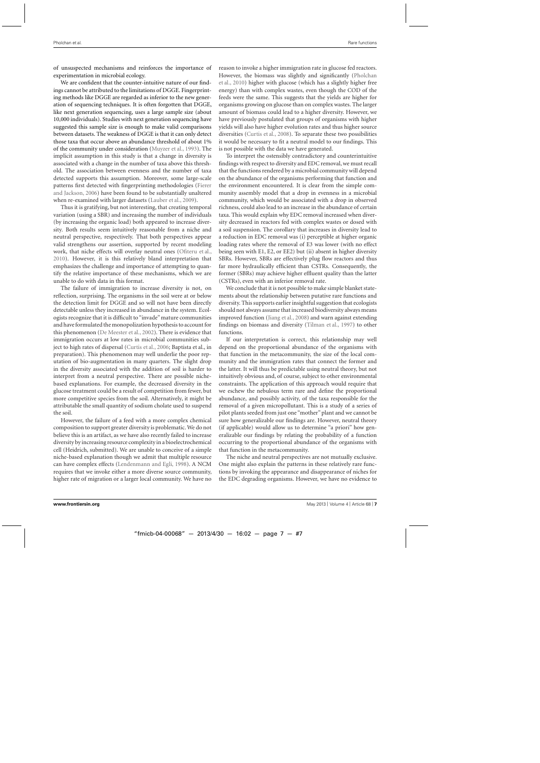of unsuspected mechanisms and reinforces the importance of experimentation in microbial ecology.

We are confident that the counter-intuitive nature of our findings cannot be attributed to the limitations of DGGE. Fingerprinting methods like DGGE are regarded as inferior to the new generation of sequencing techniques. It is often forgotten that DGGE, like next generation sequencing, uses a large sample size (about 10,000 individuals). Studies with next generation sequencing have suggested this sample size is enough to make valid comparisons between datasets. The weakness of DGGE is that it can only detect those taxa that occur above an abundance threshold of about 1% of the community under consideration (Muyzer et al., 1993). The implicit assumption in this study is that a change in diversity is associated with a change in the number of taxa above this threshold. The association between evenness and the number of taxa detected supports this assumption. Moreover, some large-scale patterns first detected with fingerprinting methodologies (Fierer and Jackson, 2006) have been found to be substantially unaltered when re-examined with larger datasets (Lauber et al., 2009).

Thus it is gratifying, but not interesting, that creating temporal variation (using a SBR) and increasing the number of individuals (by increasing the organic load) both appeared to increase diversity. Both results seem intuitively reasonable from a niche and neutral perspective, respectively. That both perspectives appear valid strengthens our assertion, supported by recent modeling work, that niche effects will overlay neutral ones (Ofiteru et al., 2010). However, it is this relatively bland interpretation that emphasizes the challenge and importance of attempting to quantify the relative importance of these mechanisms, which we are unable to do with data in this format.

The failure of immigration to increase diversity is not, on reflection, surprising. The organisms in the soil were at or below the detection limit for DGGE and so will not have been directly detectable unless they increased in abundance in the system. Ecologists recognize that it is difficult to "invade" mature communities and have formulated the monopolization hypothesis to account for this phenomenon (De Meester et al., 2002). There is evidence that immigration occurs at low rates in microbial communities subject to high rates of dispersal (Curtis et al., 2006; Baptista et al., in preparation). This phenomenon may well underlie the poor reputation of bio-augmentation in many quarters. The slight drop in the diversity associated with the addition of soil is harder to interpret from a neutral perspective. There are possible niche-based explanations. For example, the decreased diversity in the glucose treatment could be a result of competition from fewer, but more competitive species from the soil. Alternatively, it might be attributable the small quantity of sodium cholate used to suspend the soil.

However, the failure of a feed with a more complex chemical composition to support greater diversity is problematic. We do not believe this is an artifact, as we have also recently failed to increase diversity by increasing resource complexity in a bioelectrochemical cell (Heidrich, submitted). We are unable to conceive of a simple niche-based explanation though we admit that multiple resource can have complex effects (Lendenmann and Egli, 1998). A NCM requires that we invoke either a more diverse source community, higher rate of migration or a larger local community. We have no reason to invoke a higher immigration rate in glucose fed reactors. However, the biomass was slightly and significantly (Pholchan et al., 2010) higher with glucose (which has a slightly higher free energy) than with complex wastes, even though the COD of the feeds were the same. This suggests that the yields are higher for organisms growing on glucose than on complex wastes. The larger amount of biomass could lead to a higher diversity. However, we have previously postulated that groups of organisms with higher yields will also have higher evolution rates and thus higher source diversities (Curtis et al., 2008). To separate these two possibilities it would be necessary to fit a neutral model to our findings. This is not possible with the data we have generated.

To interpret the ostensibly contradictory and counterintuitive findings with respect to diversity and EDC removal, we must recall that the functions rendered by a microbial community will depend on the abundance of the organisms performing that function and the environment encountered. It is clear from the simple community assembly model that a drop in evenness in a microbial community, which would be associated with a drop in observed richness, could also lead to an increase in the abundance of certain taxa. This would explain why EDC removal increased when diversity decreased in reactors fed with complex wastes or dosed with a soil suspension. The corollary that increases in diversity lead to a reduction in EDC removal was (i) perceptible at higher organic loading rates where the removal of E3 was lower (with no effect being seen with E1, E2, or EE2) but (ii) absent in higher diversity SBRs. However, SBRs are effectively plug flow reactors and thus far more hydraulically efficient than CSTRs. Consequently, the former (SBRs) may achieve higher effluent quality than the latter (CSTRs), even with an inferior removal rate.

We conclude that it is not possible to make simple blanket statements about the relationship between putative rare functions and diversity. This supports earlier insightful suggestion that ecologists should not always assume that increased biodiversity always means improved function (Jiang et al., 2008) and warn against extending findings on biomass and diversity (Tilman et al., 1997) to other functions.

If our interpretation is correct, this relationship may well depend on the proportional abundance of the organisms with that function in the metacommunity, the size of the local community and the immigration rates that connect the former and the latter. It will thus be predictable using neutral theory, but not intuitively obvious and, of course, subject to other environmental constraints. The application of this approach would require that we eschew the nebulous term rare and define the proportional abundance, and possibly activity, of the taxa responsible for the removal of a given micropollutant. This is a study of a series of pilot plants seeded from just one "mother" plant and we cannot be sure how generalizable our findings are. However, neutral theory (if applicable) would allow us to determine "a priori" how generalizable our findings by relating the probability of a function occurring to the proportional abundance of the organisms with that function in the metacommunity.

The niche and neutral perspectives are not mutually exclusive. One might also explain the patterns in these relatively rare functions by invoking the appearance and disappearance of niches for the EDC degrading organisms. However, we have no evidence to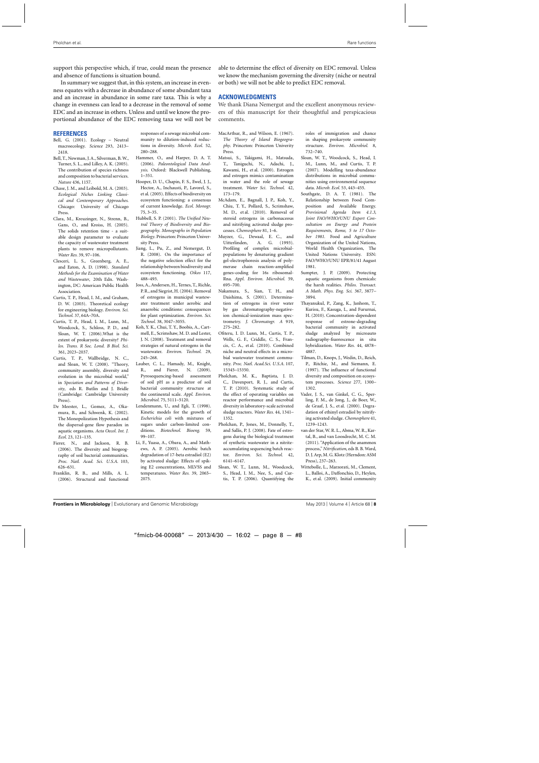support this perspective which, if true, could mean the presence and absence of functions is situation bound.

In summary we suggest that, in this system, an increase in evenness equates with a decrease in abundance of some abundant taxa and an increase in abundance in some rare taxa. This is why a change in evenness can lead to a decrease in the removal of some EDC and an increase in others. Unless and until we know the proportional abundance of the EDC removing taxa we will not be able to determine the effect of diversity on EDC removal. Unless we know the mechanism governing the diversity (niche or neutral or both) we will not be able to predict EDC removal.

## ACKNOWLEDGMENTS

We thank Diana Nemergut and the excellent anonymous reviewers of this manuscript for their thoughtful and perspicacious comments.

## REFERENCES

Bell, G. (2001). Ecology – Neutral macroecology. *Science* 293, 2413–2418.

Bell, T., Newman, J. A., Silverman, B. W., Turner, S. L., and Lilley, A. K. (2005). The contribution of species richness and composition to bacterial services. *Nature* 436, 1157.

Chase, J. M., and Leibold, M. A. (2003). *Ecological Niches Linking Classical and Contemporary Approaches.* Chicago: University of Chicago Press.

Clara, M., Kreuzinger, N., Strenn, B., Gans, O., and Kroiss, H. (2005). The solids retention time - a suitable design parameter to evaluate the capacity of wastewater treatment plants to remove micropollutants. *Water Res.* 39, 97–106.

Clesceri, L. S., Greenberg, A. E., and Eaton, A. D. (1998). *Standard Methods for the Examination of Water and Wastewater*, 20th Edn. Washington, DC: American Public Health Association.

Curtis, T. P., Head, I. M., and Graham, D. W. (2003). Theoretical ecology for engineering biology. *Environ. Sci. Technol.* 37, 64A–70A.

Curtis, T. P., Head, I. M., Lunn, M., Woodcock, S., Schloss, P. D., and Sloan, W. T. (2006).What is the extent of prokaryotic diversity? *Philos. Trans. R Soc. Lond. B Biol. Sci.* 361, 2023–2037.

Curtis, T. P., Wallbridge, N. C., and Sloan, W. T. (2008). "Theory, community assembly, diversity and evolution in the microbial world," in *Speciation and Patterns of Diversity*, eds R. Butlin and J. Bridle (Cambridge: Cambridge University Press).

De Meester, L., Gomez, A., Okamura, B., and Schwenk, K. (2002). The Monopolization Hypothesis and the dispersal-gene flow paradox in aquatic organisms. *Acta Oecol. Int. J. Ecol.* 23, 121–135.

Fierer, N., and Jackson, R. B. (2006). The diversity and biogeography of soil bacterial communities. *Proc. Natl. Acad. Sci. U.S.A.* 103, 626–631.

Franklin, R. B., and Mills, A. L. (2006). Structural and functional responses of a sewage microbial community to dilution-induced reductions in diversity. *Microb. Ecol.* 52, 280–288.

Hammer, O., and Harper, D. A. T. (2006). *Paleontological Data Analysis.* Oxford: Blackwell Publishing, 1–351.

Hooper, D. U., Chapin, F. S., Ewel, J. J., Hector, A., Inchausti, P., Lavorel, S., et al. (2005). Effects of biodiversity on ecosystem functioning: a consensus of current knowledge. *Ecol. Monogr.* 75, 3–35.

Hubbell, S. P. (2001). *The Unified Neutral Theory of Biodiversity and Biogeography. Monographs in Population Biology*. Princeton: Princeton University Press.

Jiang, L., Pu, Z., and Nemergut, D. R. (2008). On the importance of the negative selection effect for the relationship between biodiversity and ecosystem functioning. *Oikos* 117, 488–493.

Joss, A., Andersen, H., Ternes, T., Richle, P. R., and Siegrist, H. (2004). Removal of estrogens in municipal wastewater treatment under aerobic and anaerobic conditions: consequences for plant optimization. *Environ. Sci. Technol.* 38, 3047–3055.

Koh, Y. K., Chui, T. Y., Boobis, A., Cartmell, E., Scrimshaw, M. D. and Lester, J. N. (2008). Treatment and removal strategies of natural estrogens in the wastewater. *Environ. Technol.* 29, 245–268.

Lauber, C. L., Hamady, M., Knight, R., and Fierer, N. (2009). Pyrosequencing-based assessment of soil pH as a predictor of soil bacterial community structure at the continental scale. *Appl. Environ. Microbiol.* 75, 5111–5120.

Lendenmann, U., and Egli, T. (1998). Kinetic models for the growth of *Escherichia coli* with mixtures of sugars under carbon-limited conditions. *Biotechnol. Bioeng.* 59, 99–107.

Li, F., Yuasa, A., Obara, A., and Mathews, A. P. (2005). Aerobic batch degradation of 17-beta estradiol (E2) by activated sludge: Effects of spiking E2 concentrations, MLVSS and temperatures. *Water Res.* 39, 2065–2075.

MacArthur, R., and Wilson, E. (1967). *The Theory of Island Biogeography.* Princeton: Princeton Univerity Press.

Matsui, S., Takigami, H., Matsuda, T., Taniguchi, N., Adachi, J., Kawami, H., et al. (2000). Estrogen and estrogen mimics contamination in water and the role of sewage treatment. *Water Sci. Technol.* 42, 173–179.

McAdam, E., Bagnall, J. P., Koh, Y., Chiu, T. Y., Pollard, S., Scrimshaw, M. D., et al. (2010). Removal of steroid estrogens in carbonaceous and nitrifying activated sludge processes. *Chemosphere* 81, 1–6.

Muyzer, G., Dewaal, E. C., and Uitterlinden, A. G. (1993). Profiling of complex microbial-populations by denaturing gradient gel-electrophoresis analysis of polymerase chain reaction-amplified genes-coding for 16s ribosomal-Rna. *Appl. Environ. Microbiol.* 59, 695–700.

Nakamura, S., Sian, T. H., and Daishima, S. (2001). Determination of estrogens in river water by gas chromatography-negative-ion chemical-ionization mass spectrometry. *J. Chromatogr. A* 919, 275–282.

Ofiteru, I. D. Lunn, M., Curtis, T. P., Wells, G. F., Criddle, C. S., Francis, C. A., et al. (2010). Combined niche and neutral effects in a microbial wastewater treatment community. *Proc. Natl. Acad.Sci. U.S.A.* 107, 15345–15350.

Pholchan, M. K., Baptista, J. D. C., Davenport, R. J., and Curtis, T. P. (2010). Systematic study of the effect of operating variables on reactor performance and microbial diversity in laboratory-scale activated sludge reactors. *Water Res.* 44, 1341–1352.

Pholchan, P., Jones, M., Donnelly, T., and Sallis, P. J. (2008). Fate of estrogens during the biological treatment of synthetic wastewater in a nitrite-accumulating sequencing batch reactor. *Environ. Sci. Technol.* 42, 6141–6147.

Sloan, W. T., Lunn, M., Woodcock, S., Head, I. M., Nee, S., and Curtis, T. P. (2006). Quantifying the roles of immigration and chance in shaping prokaryote community structure. *Environ. Microbiol.* 8, 732–740.

Sloan, W. T., Woodcock, S., Head, I. M., Lunn, M., and Curtis, T. P. (2007). Modelling taxa-abundance distributions in microbial communities using environmental sequence data. *Microb. Ecol.* 53, 443–455.

Southgate, D. A. T. (1981). The Relationship between Food Composition and Available Energy. *Provisional Agenda Item 4.1.3, Joint FAO/WHO/UNU Expert Consultation on Energy and Protein Requirements, Rome, 5 to 17 October 1981.* Food and Agriculture Organization of the United Nations, World Health Organization, The United Nations University. ESN: FAO/WHO/UNU EPR/81/41 August 1981.

Sumpter, J. P. (2009). Protecting aquatic organisms from chemicals: the harsh realities. *Philos. Transact. A Math. Phys. Eng. Sci.* 367, 3877–3894.

Thayanukul, P., Zang, K., Janhom, T., Kurisu, F., Kasuga, I., and Furumai, H. (2010). Concentration-dependent response of estrone-degrading bacterial community in activated sludge analyzed by microauto radiography-fluorescence in situ hybridization. *Water Res.* 44, 4878–4887.

Tilman, D., Knops, J., Wedin, D., Reich, P., Ritchie, M., and Siemann, E. (1997). The influence of functional diversity and composition on ecosystem processes. *Science* 277, 1300–1302.

Vader, J. S., van Ginkel, C. G., Sperling, F. M., de Jong, J., de Boer, W., de Graaf, J. S., et al. (2000). Degradation of ethinyl estradiol by nitrifying activated sludge. *Chemosphere* 41, 1239–1243.

van der Star, W. R. L., Abma, W. R., Kartal, B., and van Loosdrecht, M. C. M. (2011). "Application of the anammox process," *Nitrification*, eds B. B. Ward, D. J. Arp, M. G. Klotz (Herndon: ASM Press), 237–263.

Wittebolle, L., Marzorati, M., Clement, L., Balloi, A., Daffonchio, D., Heylen, K., et al. (2009). Initial community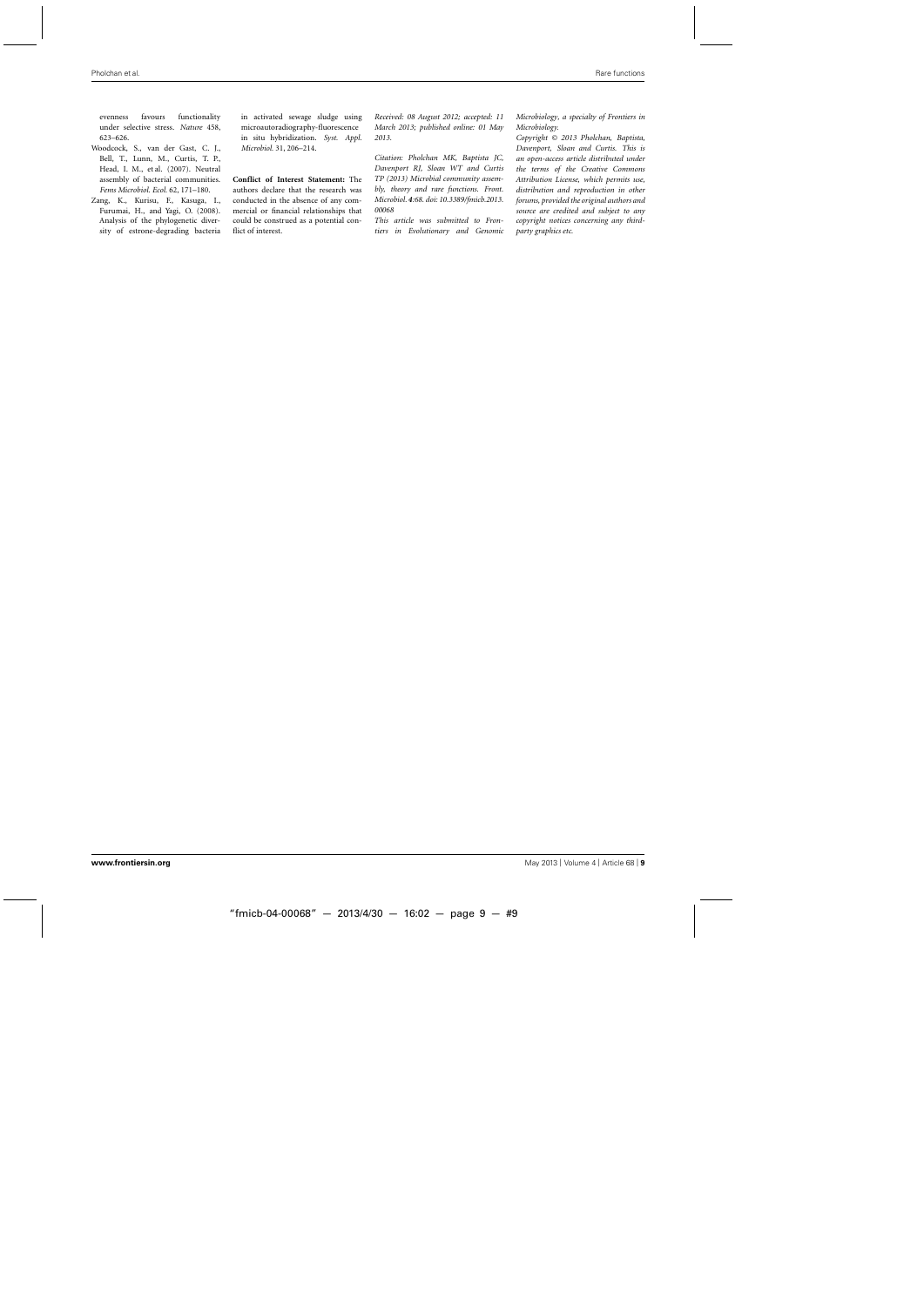evenness favours functionality under selective stress. *Nature* 458, 623–626.

Woodcock, S., van der Gast, C. J., Bell, T., Lunn, M., Curtis, T. P., Head, I. M., et al. (2007). Neutral assembly of bacterial communities. *Fems Microbiol. Ecol.* 62, 171–180.

Zang, K., Kurisu, F., Kasuga, I., Furumai, H., and Yagi, O. (2008). Analysis of the phylogenetic diversity of estrone-degrading bacteria in activated sewage sludge using microautoradiography-fluorescence in situ hybridization. *Syst. Appl. Microbiol.* 31, 206–214.

**Conflict of Interest Statement:** The authors declare that the research was conducted in the absence of any commercial or financial relationships that could be construed as a potential conflict of interest.

*Received: 08 August 2012; accepted: 11 March 2013; published online: 01 May 2013.*

*Citation: Pholchan MK, Baptista JC, Davenport RJ, Sloan WT and Curtis TP (2013) Microbial community assembly, theory and rare functions. Front. Microbiol.* ***4****:68. doi: 10.3389/fmicb.2013.00068*

*This article was submitted to Frontiers in Evolutionary and Genomic Microbiology, a specialty of Frontiers in Microbiology.*

*Copyright © 2013 Pholchan, Baptista, Davenport, Sloan and Curtis. This is an open-access article distributed under the terms of the Creative Commons Attribution License, which permits use, distribution and reproduction in other forums, provided the original authors and source are credited and subject to any copyright notices concerning any third-party graphics etc.*